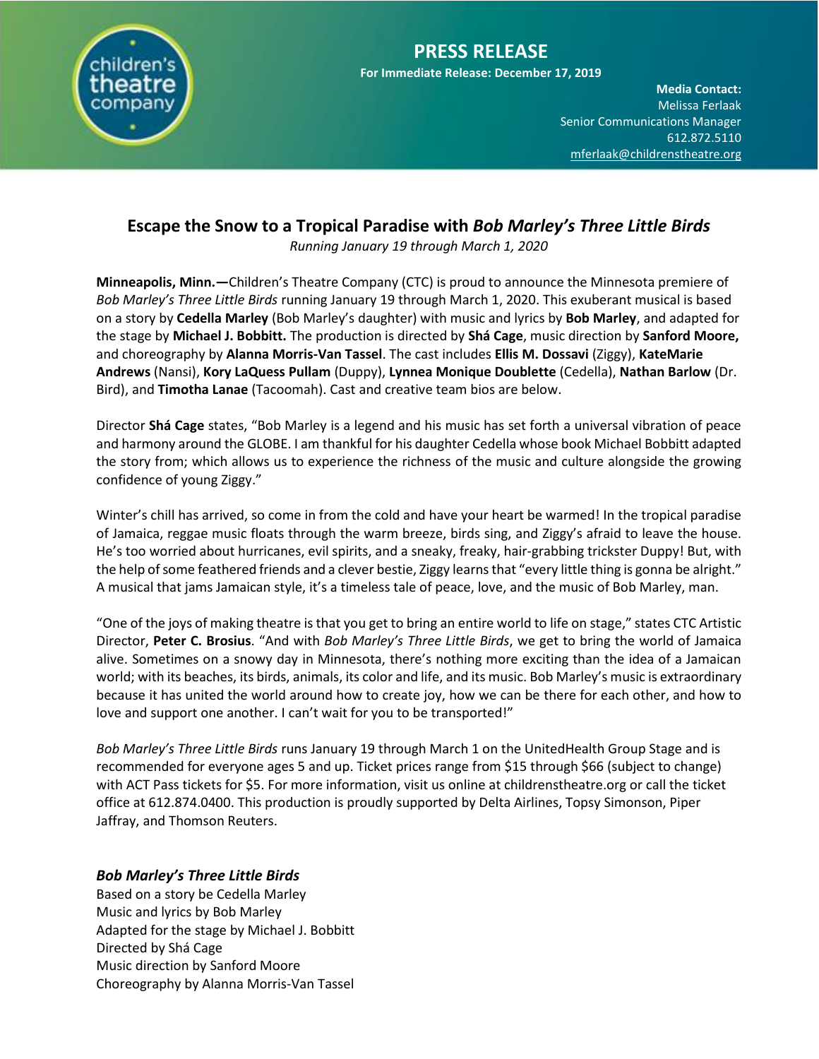children's theatre company

# PRESS RELEASE

**For Immediate Release: December 17, 2019**

**Media Contact:**
Melissa Ferlaak
Senior Communications Manager
612.872.5110
mferlaak@childrenstheatre.org

## Escape the Snow to a Tropical Paradise with *Bob Marley's Three Little Birds*

*Running January 19 through March 1, 2020*

**Minneapolis, Minn.—**Children's Theatre Company (CTC) is proud to announce the Minnesota premiere of *Bob Marley's Three Little Birds* running January 19 through March 1, 2020. This exuberant musical is based on a story by **Cedella Marley** (Bob Marley's daughter) with music and lyrics by **Bob Marley**, and adapted for the stage by **Michael J. Bobbitt.** The production is directed by **Shá Cage**, music direction by **Sanford Moore,** and choreography by **Alanna Morris-Van Tassel**. The cast includes **Ellis M. Dossavi** (Ziggy), **KateMarie Andrews** (Nansi), **Kory LaQuess Pullam** (Duppy), **Lynnea Monique Doublette** (Cedella), **Nathan Barlow** (Dr. Bird), and **Timotha Lanae** (Tacoomah). Cast and creative team bios are below.

Director **Shá Cage** states, "Bob Marley is a legend and his music has set forth a universal vibration of peace and harmony around the GLOBE. I am thankful for his daughter Cedella whose book Michael Bobbitt adapted the story from; which allows us to experience the richness of the music and culture alongside the growing confidence of young Ziggy."

Winter's chill has arrived, so come in from the cold and have your heart be warmed! In the tropical paradise of Jamaica, reggae music floats through the warm breeze, birds sing, and Ziggy's afraid to leave the house. He's too worried about hurricanes, evil spirits, and a sneaky, freaky, hair-grabbing trickster Duppy! But, with the help of some feathered friends and a clever bestie, Ziggy learns that "every little thing is gonna be alright." A musical that jams Jamaican style, it's a timeless tale of peace, love, and the music of Bob Marley, man.

"One of the joys of making theatre is that you get to bring an entire world to life on stage," states CTC Artistic Director, **Peter C. Brosius**. "And with *Bob Marley's Three Little Birds*, we get to bring the world of Jamaica alive. Sometimes on a snowy day in Minnesota, there's nothing more exciting than the idea of a Jamaican world; with its beaches, its birds, animals, its color and life, and its music. Bob Marley's music is extraordinary because it has united the world around how to create joy, how we can be there for each other, and how to love and support one another. I can't wait for you to be transported!"

*Bob Marley's Three Little Birds* runs January 19 through March 1 on the UnitedHealth Group Stage and is recommended for everyone ages 5 and up. Ticket prices range from $15 through $66 (subject to change) with ACT Pass tickets for $5. For more information, visit us online at childrenstheatre.org or call the ticket office at 612.874.0400. This production is proudly supported by Delta Airlines, Topsy Simonson, Piper Jaffray, and Thomson Reuters.

### *Bob Marley's Three Little Birds*

Based on a story be Cedella Marley
Music and lyrics by Bob Marley
Adapted for the stage by Michael J. Bobbitt
Directed by Shá Cage
Music direction by Sanford Moore
Choreography by Alanna Morris-Van Tassel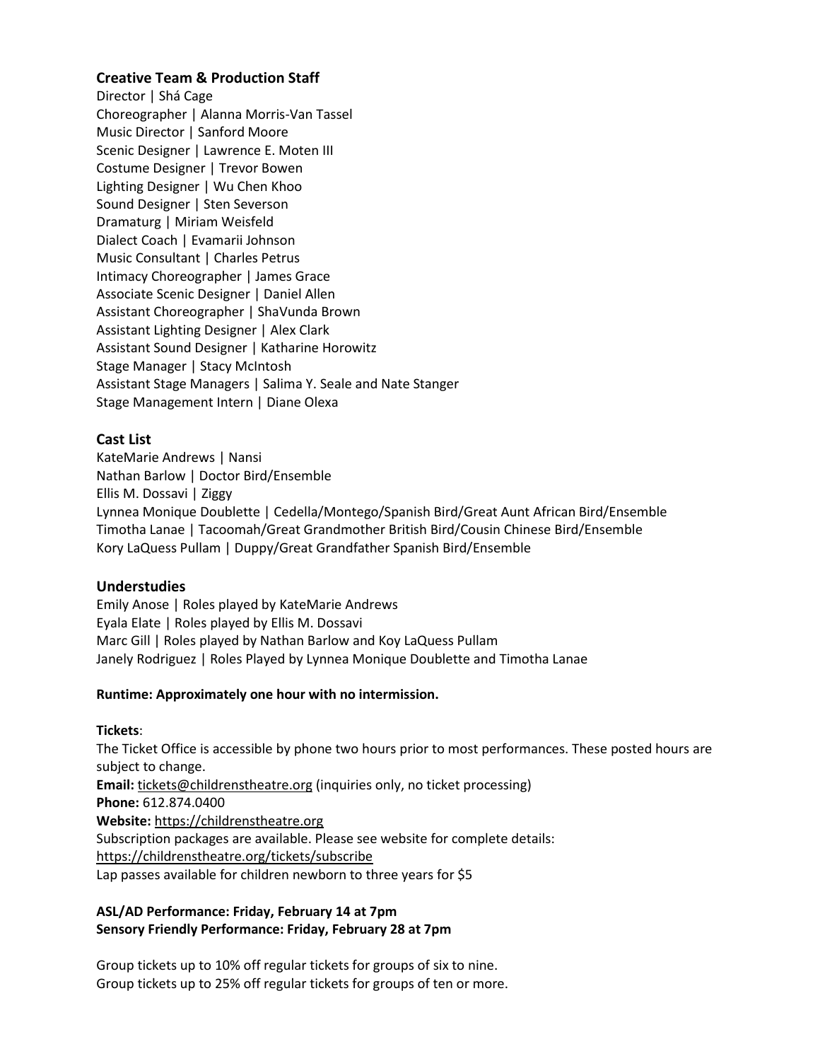### Creative Team & Production Staff

Director | Shá Cage
Choreographer | Alanna Morris-Van Tassel
Music Director | Sanford Moore
Scenic Designer | Lawrence E. Moten III
Costume Designer | Trevor Bowen
Lighting Designer | Wu Chen Khoo
Sound Designer | Sten Severson
Dramaturg | Miriam Weisfeld
Dialect Coach | Evamarii Johnson
Music Consultant | Charles Petrus
Intimacy Choreographer | James Grace
Associate Scenic Designer | Daniel Allen
Assistant Choreographer | ShaVunda Brown
Assistant Lighting Designer | Alex Clark
Assistant Sound Designer | Katharine Horowitz
Stage Manager | Stacy McIntosh
Assistant Stage Managers | Salima Y. Seale and Nate Stanger
Stage Management Intern | Diane Olexa

### Cast List

KateMarie Andrews | Nansi
Nathan Barlow | Doctor Bird/Ensemble
Ellis M. Dossavi | Ziggy
Lynnea Monique Doublette | Cedella/Montego/Spanish Bird/Great Aunt African Bird/Ensemble
Timotha Lanae | Tacoomah/Great Grandmother British Bird/Cousin Chinese Bird/Ensemble
Kory LaQuess Pullam | Duppy/Great Grandfather Spanish Bird/Ensemble

### Understudies

Emily Anose | Roles played by KateMarie Andrews
Eyala Elate | Roles played by Ellis M. Dossavi
Marc Gill | Roles played by Nathan Barlow and Koy LaQuess Pullam
Janely Rodriguez | Roles Played by Lynnea Monique Doublette and Timotha Lanae

**Runtime: Approximately one hour with no intermission.**

**Tickets**:
The Ticket Office is accessible by phone two hours prior to most performances. These posted hours are subject to change.
**Email:** tickets@childrenstheatre.org (inquiries only, no ticket processing)
**Phone:** 612.874.0400
**Website:** https://childrenstheatre.org
Subscription packages are available. Please see website for complete details:
https://childrenstheatre.org/tickets/subscribe
Lap passes available for children newborn to three years for $5

**ASL/AD Performance: Friday, February 14 at 7pm**
**Sensory Friendly Performance: Friday, February 28 at 7pm**

Group tickets up to 10% off regular tickets for groups of six to nine.
Group tickets up to 25% off regular tickets for groups of ten or more.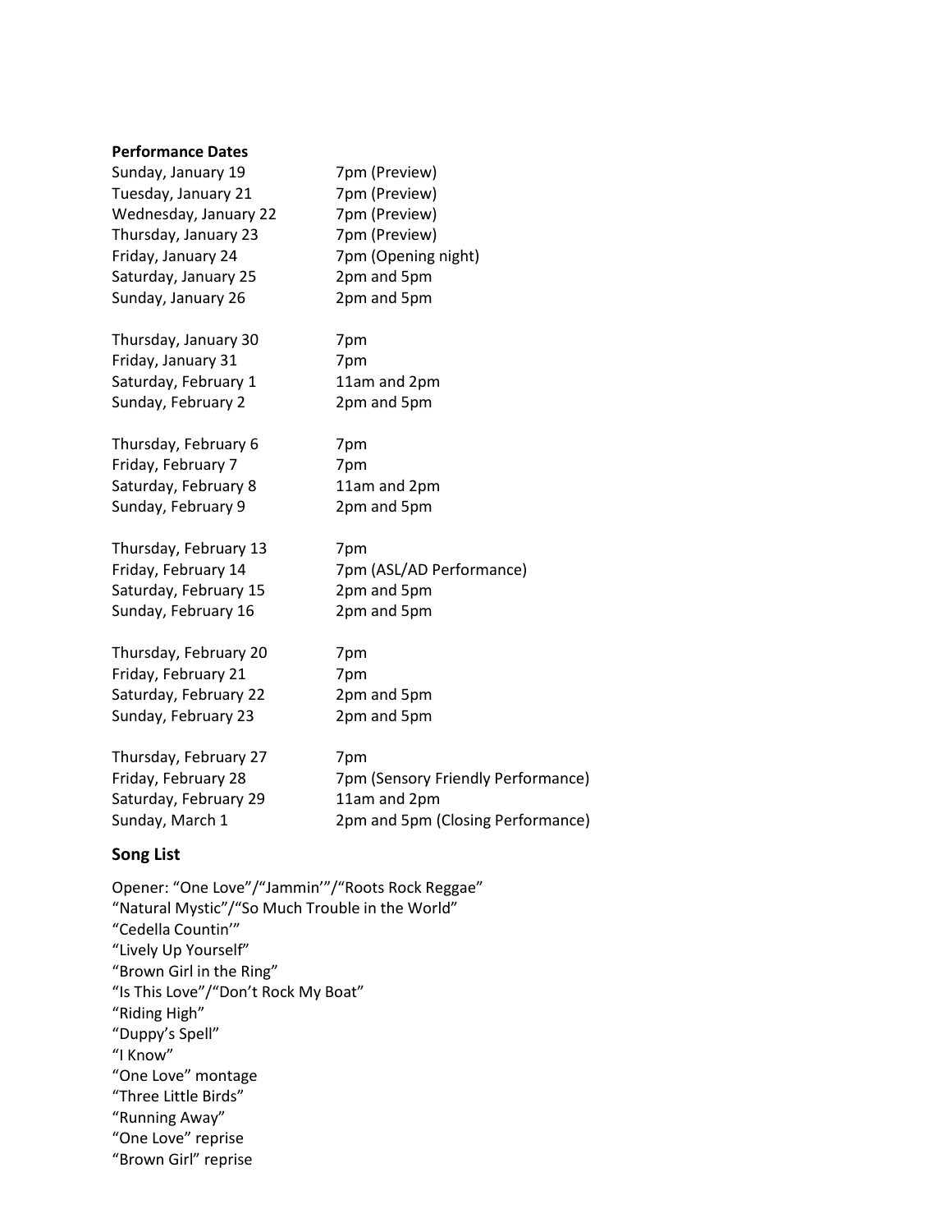**Performance Dates**

| | |
|---|---|
| Sunday, January 19 | 7pm (Preview) |
| Tuesday, January 21 | 7pm (Preview) |
| Wednesday, January 22 | 7pm (Preview) |
| Thursday, January 23 | 7pm (Preview) |
| Friday, January 24 | 7pm (Opening night) |
| Saturday, January 25 | 2pm and 5pm |
| Sunday, January 26 | 2pm and 5pm |
| | |
| Thursday, January 30 | 7pm |
| Friday, January 31 | 7pm |
| Saturday, February 1 | 11am and 2pm |
| Sunday, February 2 | 2pm and 5pm |
| | |
| Thursday, February 6 | 7pm |
| Friday, February 7 | 7pm |
| Saturday, February 8 | 11am and 2pm |
| Sunday, February 9 | 2pm and 5pm |
| | |
| Thursday, February 13 | 7pm |
| Friday, February 14 | 7pm (ASL/AD Performance) |
| Saturday, February 15 | 2pm and 5pm |
| Sunday, February 16 | 2pm and 5pm |
| | |
| Thursday, February 20 | 7pm |
| Friday, February 21 | 7pm |
| Saturday, February 22 | 2pm and 5pm |
| Sunday, February 23 | 2pm and 5pm |
| | |
| Thursday, February 27 | 7pm |
| Friday, February 28 | 7pm (Sensory Friendly Performance) |
| Saturday, February 29 | 11am and 2pm |
| Sunday, March 1 | 2pm and 5pm (Closing Performance) |

## Song List

Opener: "One Love"/"Jammin'"/"Roots Rock Reggae"
"Natural Mystic"/"So Much Trouble in the World"
"Cedella Countin'"
"Lively Up Yourself"
"Brown Girl in the Ring"
"Is This Love"/"Don't Rock My Boat"
"Riding High"
"Duppy's Spell"
"I Know"
"One Love" montage
"Three Little Birds"
"Running Away"
"One Love" reprise
"Brown Girl" reprise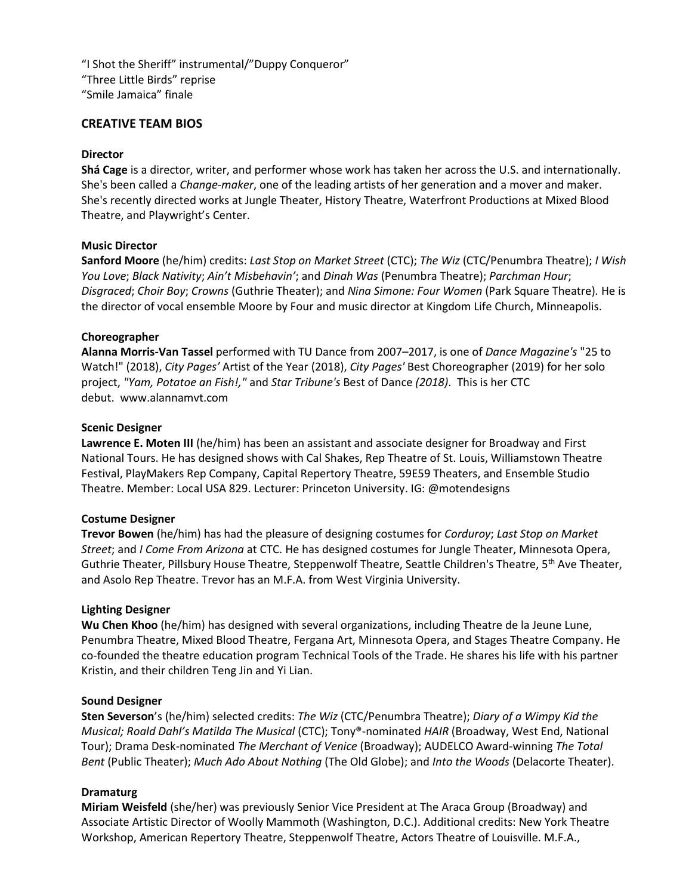"I Shot the Sheriff" instrumental/"Duppy Conqueror"
"Three Little Birds" reprise
"Smile Jamaica" finale

## CREATIVE TEAM BIOS

### Director

**Shá Cage** is a director, writer, and performer whose work has taken her across the U.S. and internationally. She's been called a *Change-maker*, one of the leading artists of her generation and a mover and maker. She's recently directed works at Jungle Theater, History Theatre, Waterfront Productions at Mixed Blood Theatre, and Playwright's Center.

### Music Director

**Sanford Moore** (he/him) credits: *Last Stop on Market Street* (CTC); *The Wiz* (CTC/Penumbra Theatre); *I Wish You Love*; *Black Nativity*; *Ain't Misbehavin'*; and *Dinah Was* (Penumbra Theatre); *Parchman Hour*; *Disgraced*; *Choir Boy*; *Crowns* (Guthrie Theater); and *Nina Simone: Four Women* (Park Square Theatre). He is the director of vocal ensemble Moore by Four and music director at Kingdom Life Church, Minneapolis.

### Choreographer

**Alanna Morris-Van Tassel** performed with TU Dance from 2007–2017, is one of *Dance Magazine's* "25 to Watch!" (2018), *City Pages'* Artist of the Year (2018), *City Pages'* Best Choreographer (2019) for her solo project, *"Yam, Potatoe an Fish!,"* and *Star Tribune's* Best of Dance *(2018)*. This is her CTC debut. www.alannamvt.com

### Scenic Designer

**Lawrence E. Moten III** (he/him) has been an assistant and associate designer for Broadway and First National Tours. He has designed shows with Cal Shakes, Rep Theatre of St. Louis, Williamstown Theatre Festival, PlayMakers Rep Company, Capital Repertory Theatre, 59E59 Theaters, and Ensemble Studio Theatre. Member: Local USA 829. Lecturer: Princeton University. IG: @motendesigns

### Costume Designer

**Trevor Bowen** (he/him) has had the pleasure of designing costumes for *Corduroy*; *Last Stop on Market Street*; and *I Come From Arizona* at CTC. He has designed costumes for Jungle Theater, Minnesota Opera, Guthrie Theater, Pillsbury House Theatre, Steppenwolf Theatre, Seattle Children's Theatre, 5th Ave Theater, and Asolo Rep Theatre. Trevor has an M.F.A. from West Virginia University.

### Lighting Designer

**Wu Chen Khoo** (he/him) has designed with several organizations, including Theatre de la Jeune Lune, Penumbra Theatre, Mixed Blood Theatre, Fergana Art, Minnesota Opera, and Stages Theatre Company. He co-founded the theatre education program Technical Tools of the Trade. He shares his life with his partner Kristin, and their children Teng Jin and Yi Lian.

### Sound Designer

**Sten Severson**'s (he/him) selected credits: *The Wiz* (CTC/Penumbra Theatre); *Diary of a Wimpy Kid the Musical; Roald Dahl's Matilda The Musical* (CTC); Tony®-nominated *HAIR* (Broadway, West End, National Tour); Drama Desk-nominated *The Merchant of Venice* (Broadway); AUDELCO Award-winning *The Total Bent* (Public Theater); *Much Ado About Nothing* (The Old Globe); and *Into the Woods* (Delacorte Theater).

### Dramaturg

**Miriam Weisfeld** (she/her) was previously Senior Vice President at The Araca Group (Broadway) and Associate Artistic Director of Woolly Mammoth (Washington, D.C.). Additional credits: New York Theatre Workshop, American Repertory Theatre, Steppenwolf Theatre, Actors Theatre of Louisville. M.F.A.,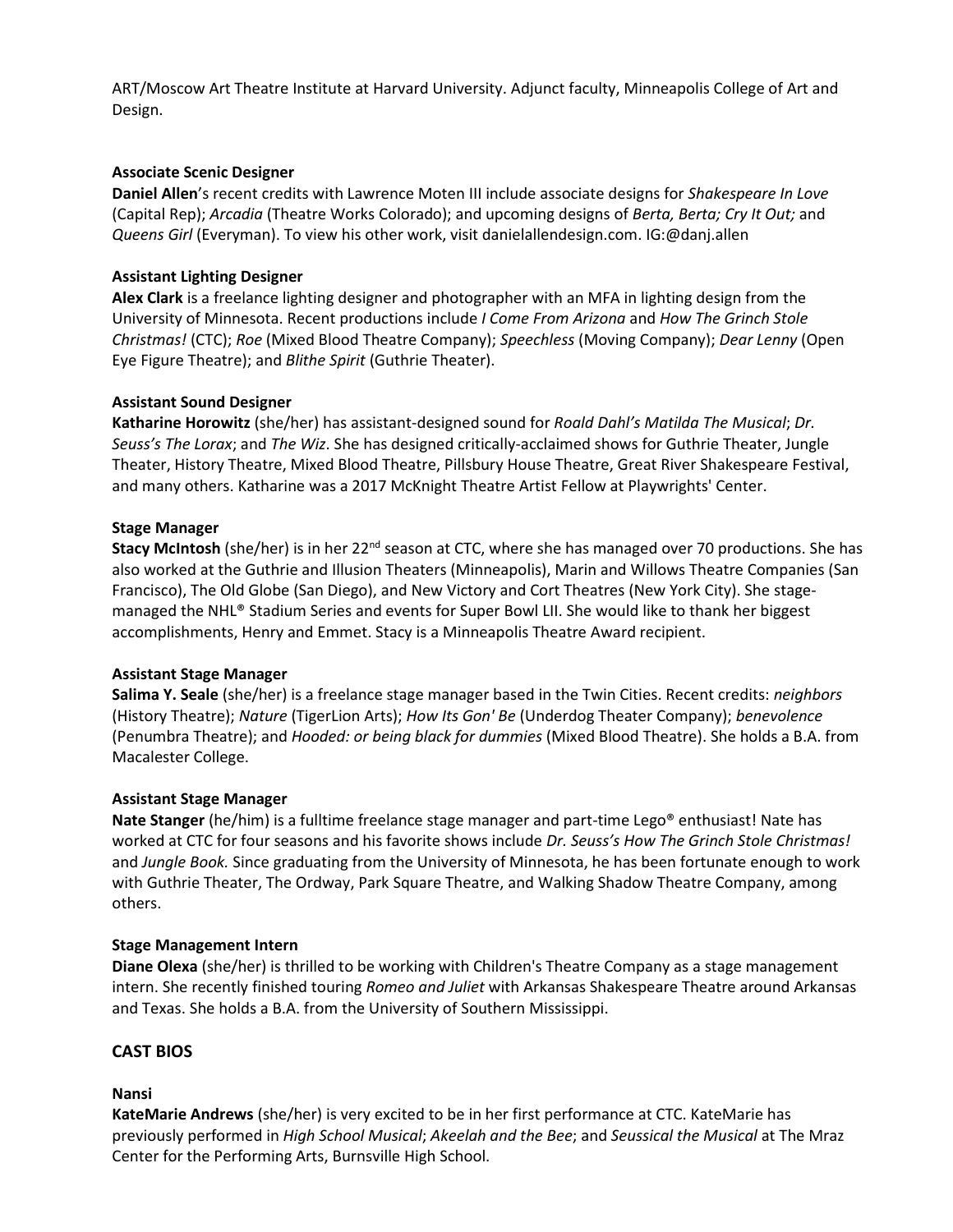ART/Moscow Art Theatre Institute at Harvard University. Adjunct faculty, Minneapolis College of Art and Design.

**Associate Scenic Designer**
**Daniel Allen**'s recent credits with Lawrence Moten III include associate designs for *Shakespeare In Love* (Capital Rep); *Arcadia* (Theatre Works Colorado); and upcoming designs of *Berta, Berta; Cry It Out;* and *Queens Girl* (Everyman). To view his other work, visit danielallendesign.com. IG:@danj.allen

**Assistant Lighting Designer**
**Alex Clark** is a freelance lighting designer and photographer with an MFA in lighting design from the University of Minnesota. Recent productions include *I Come From Arizona* and *How The Grinch Stole Christmas!* (CTC); *Roe* (Mixed Blood Theatre Company); *Speechless* (Moving Company); *Dear Lenny* (Open Eye Figure Theatre); and *Blithe Spirit* (Guthrie Theater).

**Assistant Sound Designer**
**Katharine Horowitz** (she/her) has assistant-designed sound for *Roald Dahl's Matilda The Musical*; *Dr. Seuss's The Lorax*; and *The Wiz*. She has designed critically-acclaimed shows for Guthrie Theater, Jungle Theater, History Theatre, Mixed Blood Theatre, Pillsbury House Theatre, Great River Shakespeare Festival, and many others. Katharine was a 2017 McKnight Theatre Artist Fellow at Playwrights' Center.

**Stage Manager**
**Stacy McIntosh** (she/her) is in her 22nd season at CTC, where she has managed over 70 productions. She has also worked at the Guthrie and Illusion Theaters (Minneapolis), Marin and Willows Theatre Companies (San Francisco), The Old Globe (San Diego), and New Victory and Cort Theatres (New York City). She stage-managed the NHL® Stadium Series and events for Super Bowl LII. She would like to thank her biggest accomplishments, Henry and Emmet. Stacy is a Minneapolis Theatre Award recipient.

**Assistant Stage Manager**
**Salima Y. Seale** (she/her) is a freelance stage manager based in the Twin Cities. Recent credits: *neighbors* (History Theatre); *Nature* (TigerLion Arts); *How Its Gon' Be* (Underdog Theater Company); *benevolence* (Penumbra Theatre); and *Hooded: or being black for dummies* (Mixed Blood Theatre). She holds a B.A. from Macalester College.

**Assistant Stage Manager**
**Nate Stanger** (he/him) is a fulltime freelance stage manager and part-time Lego® enthusiast! Nate has worked at CTC for four seasons and his favorite shows include *Dr. Seuss's How The Grinch Stole Christmas!* and *Jungle Book.* Since graduating from the University of Minnesota, he has been fortunate enough to work with Guthrie Theater, The Ordway, Park Square Theatre, and Walking Shadow Theatre Company, among others.

**Stage Management Intern**
**Diane Olexa** (she/her) is thrilled to be working with Children's Theatre Company as a stage management intern. She recently finished touring *Romeo and Juliet* with Arkansas Shakespeare Theatre around Arkansas and Texas. She holds a B.A. from the University of Southern Mississippi.

## CAST BIOS

**Nansi**
**KateMarie Andrews** (she/her) is very excited to be in her first performance at CTC. KateMarie has previously performed in *High School Musical*; *Akeelah and the Bee*; and *Seussical the Musical* at The Mraz Center for the Performing Arts, Burnsville High School.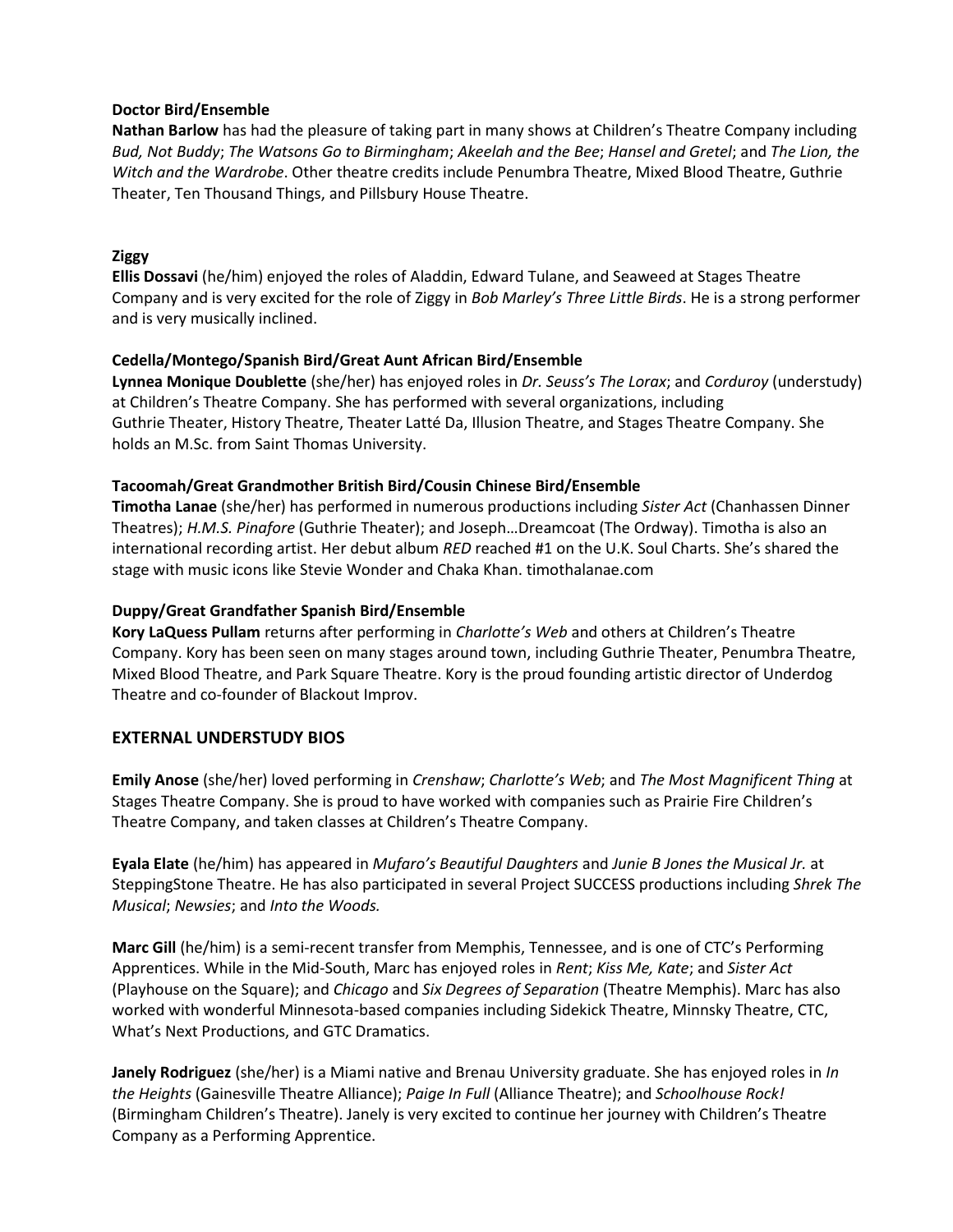**Doctor Bird/Ensemble**

**Nathan Barlow** has had the pleasure of taking part in many shows at Children's Theatre Company including *Bud, Not Buddy*; *The Watsons Go to Birmingham*; *Akeelah and the Bee*; *Hansel and Gretel*; and *The Lion, the Witch and the Wardrobe*. Other theatre credits include Penumbra Theatre, Mixed Blood Theatre, Guthrie Theater, Ten Thousand Things, and Pillsbury House Theatre.

**Ziggy**

**Ellis Dossavi** (he/him) enjoyed the roles of Aladdin, Edward Tulane, and Seaweed at Stages Theatre Company and is very excited for the role of Ziggy in *Bob Marley's Three Little Birds*. He is a strong performer and is very musically inclined.

**Cedella/Montego/Spanish Bird/Great Aunt African Bird/Ensemble**

**Lynnea Monique Doublette** (she/her) has enjoyed roles in *Dr. Seuss's The Lorax*; and *Corduroy* (understudy) at Children's Theatre Company. She has performed with several organizations, including Guthrie Theater, History Theatre, Theater Latté Da, Illusion Theatre, and Stages Theatre Company. She holds an M.Sc. from Saint Thomas University.

**Tacoomah/Great Grandmother British Bird/Cousin Chinese Bird/Ensemble**

**Timotha Lanae** (she/her) has performed in numerous productions including *Sister Act* (Chanhassen Dinner Theatres); *H.M.S. Pinafore* (Guthrie Theater); and Joseph…Dreamcoat (The Ordway). Timotha is also an international recording artist. Her debut album *RED* reached #1 on the U.K. Soul Charts. She's shared the stage with music icons like Stevie Wonder and Chaka Khan. timothalanae.com

**Duppy/Great Grandfather Spanish Bird/Ensemble**

**Kory LaQuess Pullam** returns after performing in *Charlotte's Web* and others at Children's Theatre Company. Kory has been seen on many stages around town, including Guthrie Theater, Penumbra Theatre, Mixed Blood Theatre, and Park Square Theatre. Kory is the proud founding artistic director of Underdog Theatre and co-founder of Blackout Improv.

## EXTERNAL UNDERSTUDY BIOS

**Emily Anose** (she/her) loved performing in *Crenshaw*; *Charlotte's Web*; and *The Most Magnificent Thing* at Stages Theatre Company. She is proud to have worked with companies such as Prairie Fire Children's Theatre Company, and taken classes at Children's Theatre Company.

**Eyala Elate** (he/him) has appeared in *Mufaro's Beautiful Daughters* and *Junie B Jones the Musical Jr.* at SteppingStone Theatre. He has also participated in several Project SUCCESS productions including *Shrek The Musical*; *Newsies*; and *Into the Woods.*

**Marc Gill** (he/him) is a semi-recent transfer from Memphis, Tennessee, and is one of CTC's Performing Apprentices. While in the Mid-South, Marc has enjoyed roles in *Rent*; *Kiss Me, Kate*; and *Sister Act* (Playhouse on the Square); and *Chicago* and *Six Degrees of Separation* (Theatre Memphis). Marc has also worked with wonderful Minnesota-based companies including Sidekick Theatre, Minnsky Theatre, CTC, What's Next Productions, and GTC Dramatics.

**Janely Rodriguez** (she/her) is a Miami native and Brenau University graduate. She has enjoyed roles in *In the Heights* (Gainesville Theatre Alliance); *Paige In Full* (Alliance Theatre); and *Schoolhouse Rock!* (Birmingham Children's Theatre). Janely is very excited to continue her journey with Children's Theatre Company as a Performing Apprentice.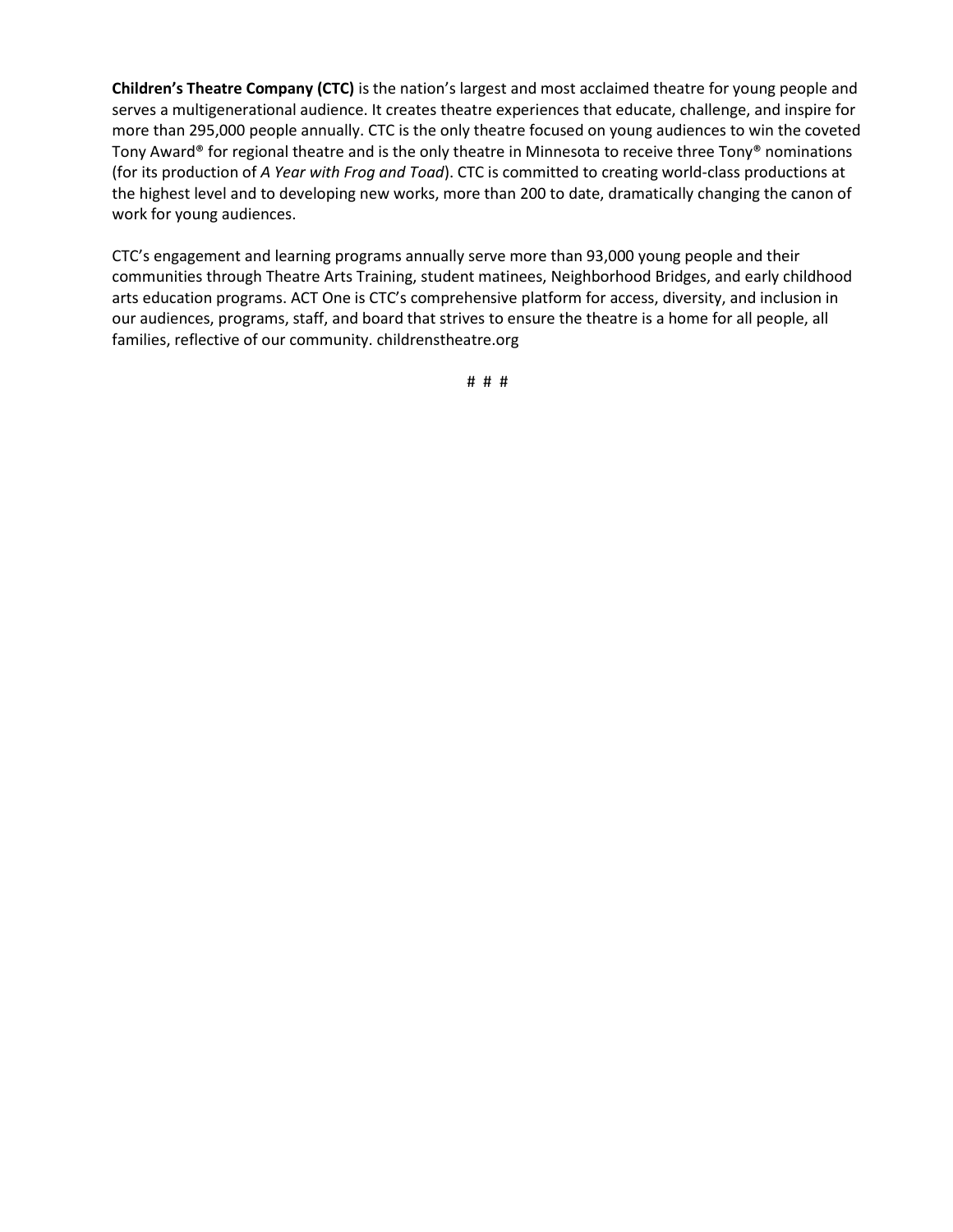**Children's Theatre Company (CTC)** is the nation's largest and most acclaimed theatre for young people and serves a multigenerational audience. It creates theatre experiences that educate, challenge, and inspire for more than 295,000 people annually. CTC is the only theatre focused on young audiences to win the coveted Tony Award® for regional theatre and is the only theatre in Minnesota to receive three Tony® nominations (for its production of *A Year with Frog and Toad*). CTC is committed to creating world-class productions at the highest level and to developing new works, more than 200 to date, dramatically changing the canon of work for young audiences.

CTC's engagement and learning programs annually serve more than 93,000 young people and their communities through Theatre Arts Training, student matinees, Neighborhood Bridges, and early childhood arts education programs. ACT One is CTC's comprehensive platform for access, diversity, and inclusion in our audiences, programs, staff, and board that strives to ensure the theatre is a home for all people, all families, reflective of our community. childrenstheatre.org

# # #